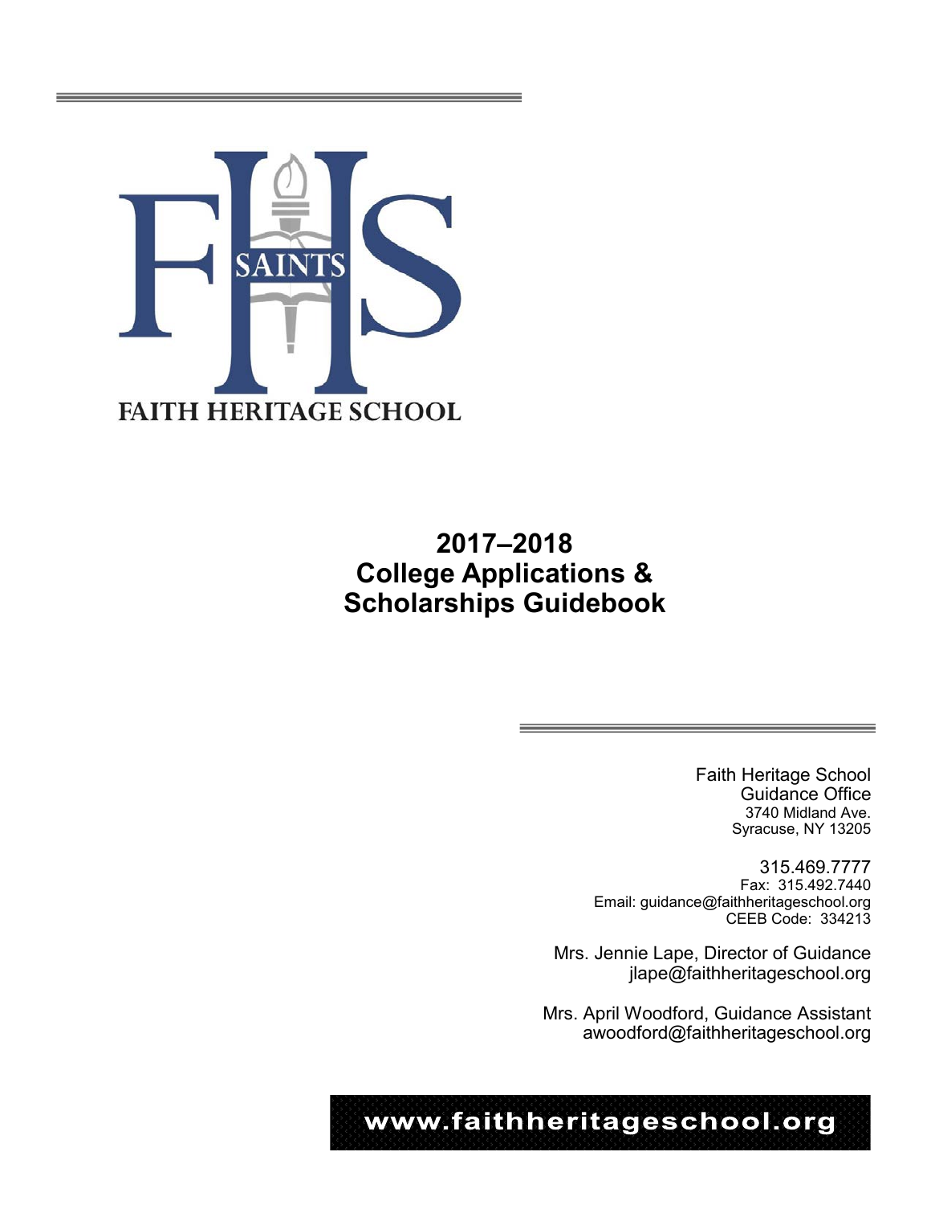FAITH HERITAGE SCHOOL

# 2017–2018 College Applications & Scholarships Guidebook

Faith Heritage School
Guidance Office
3740 Midland Ave.
Syracuse, NY 13205

315.469.7777
Fax: 315.492.7440
Email: guidance@faithheritageschool.org
CEEB Code: 334213

Mrs. Jennie Lape, Director of Guidance
jlape@faithheritageschool.org

Mrs. April Woodford, Guidance Assistant
awoodford@faithheritageschool.org

**www.faithheritageschool.org**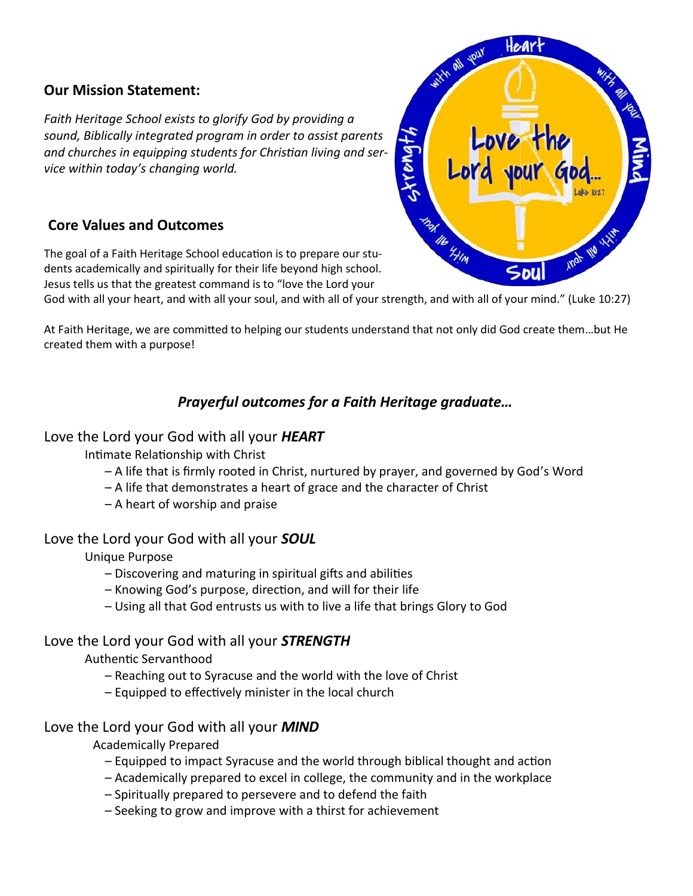## Our Mission Statement:

*Faith Heritage School exists to glorify God by providing a sound, Biblically integrated program in order to assist parents and churches in equipping students for Christian living and service within today's changing world.*

## Core Values and Outcomes

The goal of a Faith Heritage School education is to prepare our students academically and spiritually for their life beyond high school. Jesus tells us that the greatest command is to "love the Lord your God with all your heart, and with all your soul, and with all of your strength, and with all of your mind." (Luke 10:27)

At Faith Heritage, we are committed to helping our students understand that not only did God create them…but He created them with a purpose!

### *Prayerful outcomes for a Faith Heritage graduate…*

Love the Lord your God with all your ***HEART***

Intimate Relationship with Christ

- A life that is firmly rooted in Christ, nurtured by prayer, and governed by God's Word
- A life that demonstrates a heart of grace and the character of Christ
- A heart of worship and praise

Love the Lord your God with all your ***SOUL***

Unique Purpose

- Discovering and maturing in spiritual gifts and abilities
- Knowing God's purpose, direction, and will for their life
- Using all that God entrusts us with to live a life that brings Glory to God

Love the Lord your God with all your ***STRENGTH***

Authentic Servanthood

- Reaching out to Syracuse and the world with the love of Christ
- Equipped to effectively minister in the local church

Love the Lord your God with all your ***MIND***

Academically Prepared

- Equipped to impact Syracuse and the world through biblical thought and action
- Academically prepared to excel in college, the community and in the workplace
- Spiritually prepared to persevere and to defend the faith
- Seeking to grow and improve with a thirst for achievement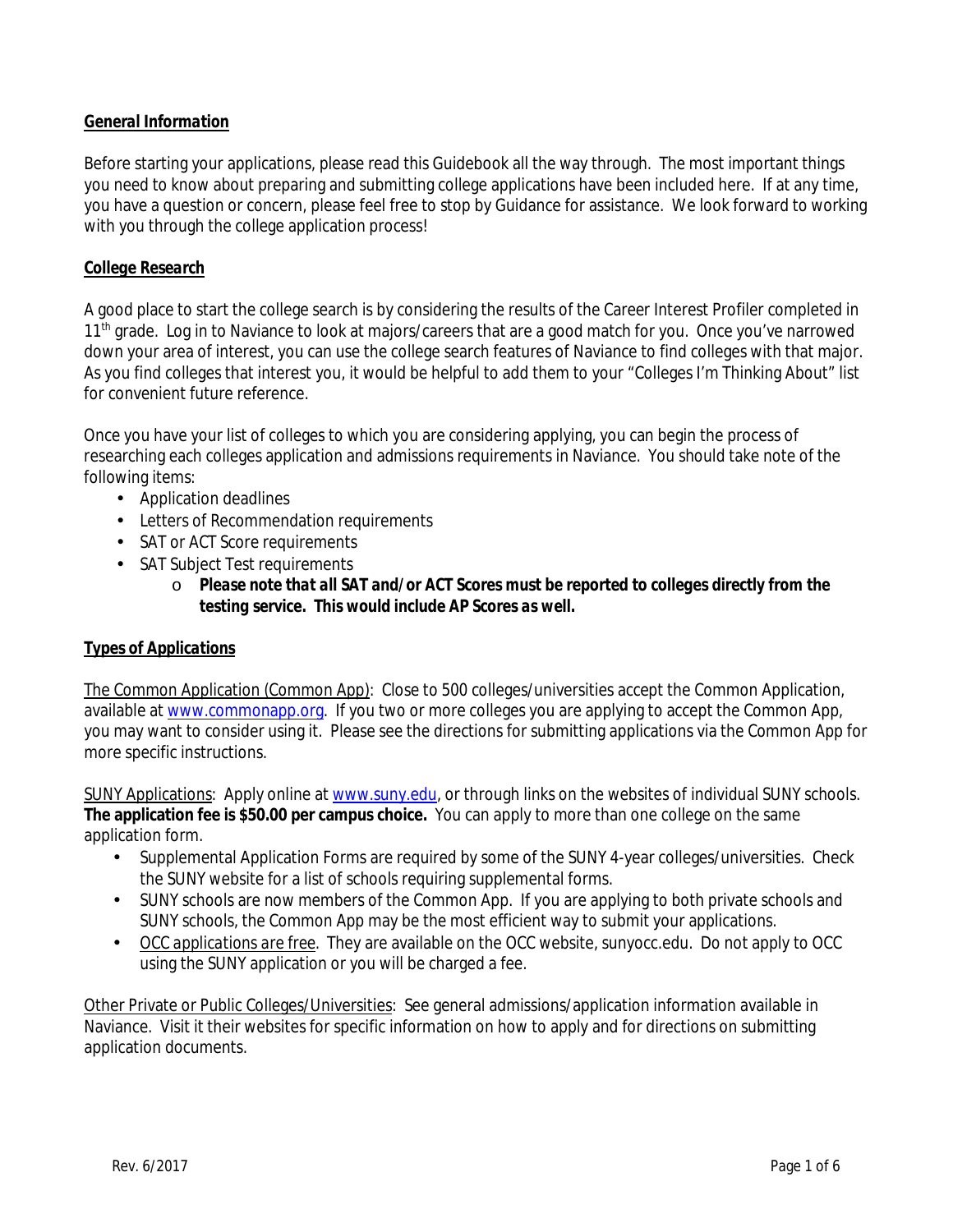***General Information***

Before starting your applications, please read this Guidebook all the way through. The most important things you need to know about preparing and submitting college applications have been included here. If at any time, you have a question or concern, please feel free to stop by Guidance for assistance. We look forward to working with you through the college application process!

***College Research***

A good place to start the college search is by considering the results of the Career Interest Profiler completed in 11th grade. Log in to Naviance to look at majors/careers that are a good match for you. Once you've narrowed down your area of interest, you can use the college search features of Naviance to find colleges with that major. As you find colleges that interest you, it would be helpful to add them to your "Colleges I'm Thinking About" list for convenient future reference.

Once you have your list of colleges to which you are considering applying, you can begin the process of researching each colleges application and admissions requirements in Naviance. You should take note of the following items:

- Application deadlines
- Letters of Recommendation requirements
- SAT or ACT Score requirements
- SAT Subject Test requirements
    - ***Please note that all SAT and/or ACT Scores must be reported to colleges directly from the testing service. This would include AP Scores as well.***

***Types of Applications***

The Common Application (Common App): Close to 500 colleges/universities accept the Common Application, available at www.commonapp.org. If you two or more colleges you are applying to accept the Common App, you may want to consider using it. Please see the directions for submitting applications via the Common App for more specific instructions.

SUNY Applications: Apply online at www.suny.edu, or through links on the websites of individual SUNY schools. **The application fee is $50.00 per campus choice.** You can apply to more than one college on the same application form.

- Supplemental Application Forms are required by some of the SUNY 4-year colleges/universities. Check the SUNY website for a list of schools requiring supplemental forms.
- SUNY schools are now members of the Common App. If you are applying to both private schools and SUNY schools, the Common App may be the most efficient way to submit your applications.
- *OCC applications are free*. They are available on the OCC website, sunyocc.edu. Do not apply to OCC using the SUNY application or you will be charged a fee.

Other Private or Public Colleges/Universities: See general admissions/application information available in Naviance. Visit it their websites for specific information on how to apply and for directions on submitting application documents.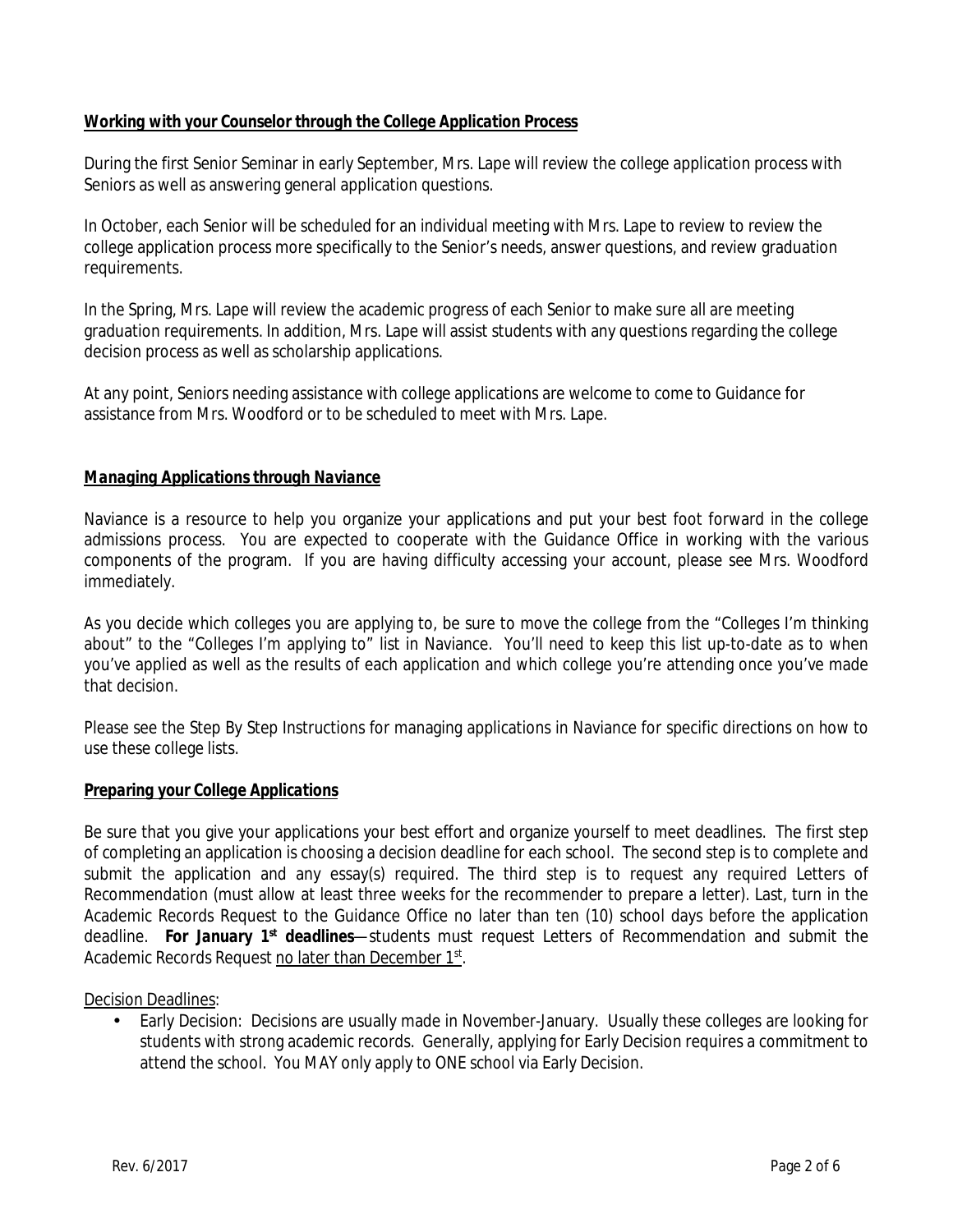## ***Working with your Counselor through the College Application Process***

During the first Senior Seminar in early September, Mrs. Lape will review the college application process with Seniors as well as answering general application questions.

In October, each Senior will be scheduled for an individual meeting with Mrs. Lape to review to review the college application process more specifically to the Senior's needs, answer questions, and review graduation requirements.

In the Spring, Mrs. Lape will review the academic progress of each Senior to make sure all are meeting graduation requirements. In addition, Mrs. Lape will assist students with any questions regarding the college decision process as well as scholarship applications.

At any point, Seniors needing assistance with college applications are welcome to come to Guidance for assistance from Mrs. Woodford or to be scheduled to meet with Mrs. Lape.

## ***Managing Applications through Naviance***

Naviance is a resource to help you organize your applications and put your best foot forward in the college admissions process. You are expected to cooperate with the Guidance Office in working with the various components of the program. If you are having difficulty accessing your account, please see Mrs. Woodford immediately.

As you decide which colleges you are applying to, be sure to move the college from the "Colleges I'm thinking about" to the "Colleges I'm applying to" list in Naviance. You'll need to keep this list up-to-date as to when you've applied as well as the results of each application and which college you're attending once you've made that decision.

Please see the Step By Step Instructions for managing applications in Naviance for specific directions on how to use these college lists.

## ***Preparing your College Applications***

Be sure that you give your applications your best effort and organize yourself to meet deadlines. The first step of completing an application is choosing a decision deadline for each school. The second step is to complete and submit the application and any essay(s) required. The third step is to request any required Letters of Recommendation (must allow at least three weeks for the recommender to prepare a letter). Last, turn in the Academic Records Request to the Guidance Office no later than ten (10) school days before the application deadline. ***For January 1st deadlines***—students must request Letters of Recommendation and submit the Academic Records Request no later than December 1st.

Decision Deadlines:

- Early Decision: Decisions are usually made in November-January. Usually these colleges are looking for students with strong academic records. Generally, applying for Early Decision requires a commitment to attend the school. You MAY only apply to ONE school via Early Decision.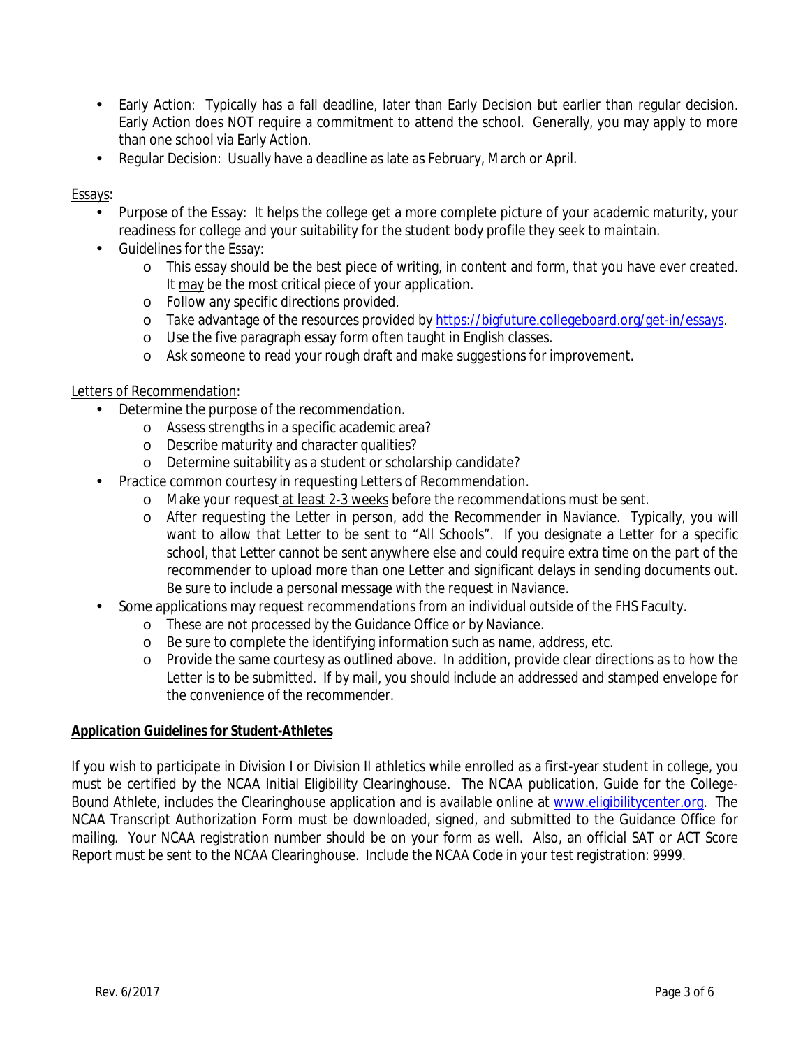- Early Action: Typically has a fall deadline, later than Early Decision but earlier than regular decision. Early Action does NOT require a commitment to attend the school. Generally, you may apply to more than one school via Early Action.
- Regular Decision: Usually have a deadline as late as February, March or April.

Essays:

- Purpose of the Essay: It helps the college get a more complete picture of your academic maturity, your readiness for college and your suitability for the student body profile they seek to maintain.
- Guidelines for the Essay:
  - This essay should be the best piece of writing, in content and form, that you have ever created. It may be the most critical piece of your application.
  - Follow any specific directions provided.
  - Take advantage of the resources provided by https://bigfuture.collegeboard.org/get-in/essays.
  - Use the five paragraph essay form often taught in English classes.
  - Ask someone to read your rough draft and make suggestions for improvement.

Letters of Recommendation:

- Determine the purpose of the recommendation.
  - Assess strengths in a specific academic area?
  - Describe maturity and character qualities?
  - Determine suitability as a student or scholarship candidate?
- Practice common courtesy in requesting Letters of Recommendation.
  - Make your request at least 2-3 weeks before the recommendations must be sent.
  - After requesting the Letter in person, add the Recommender in Naviance. Typically, you will want to allow that Letter to be sent to "All Schools". If you designate a Letter for a specific school, that Letter cannot be sent anywhere else and could require extra time on the part of the recommender to upload more than one Letter and significant delays in sending documents out. Be sure to include a personal message with the request in Naviance.
- Some applications may request recommendations from an individual outside of the FHS Faculty.
  - These are not processed by the Guidance Office or by Naviance.
  - Be sure to complete the identifying information such as name, address, etc.
  - Provide the same courtesy as outlined above. In addition, provide clear directions as to how the Letter is to be submitted. If by mail, you should include an addressed and stamped envelope for the convenience of the recommender.

**Application Guidelines for Student-Athletes**

If you wish to participate in Division I or Division II athletics while enrolled as a first-year student in college, you must be certified by the NCAA Initial Eligibility Clearinghouse. The NCAA publication, Guide for the College-Bound Athlete, includes the Clearinghouse application and is available online at www.eligibilitycenter.org. The NCAA Transcript Authorization Form must be downloaded, signed, and submitted to the Guidance Office for mailing. Your NCAA registration number should be on your form as well. Also, an official SAT or ACT Score Report must be sent to the NCAA Clearinghouse. Include the NCAA Code in your test registration: 9999.

Rev. 6/2017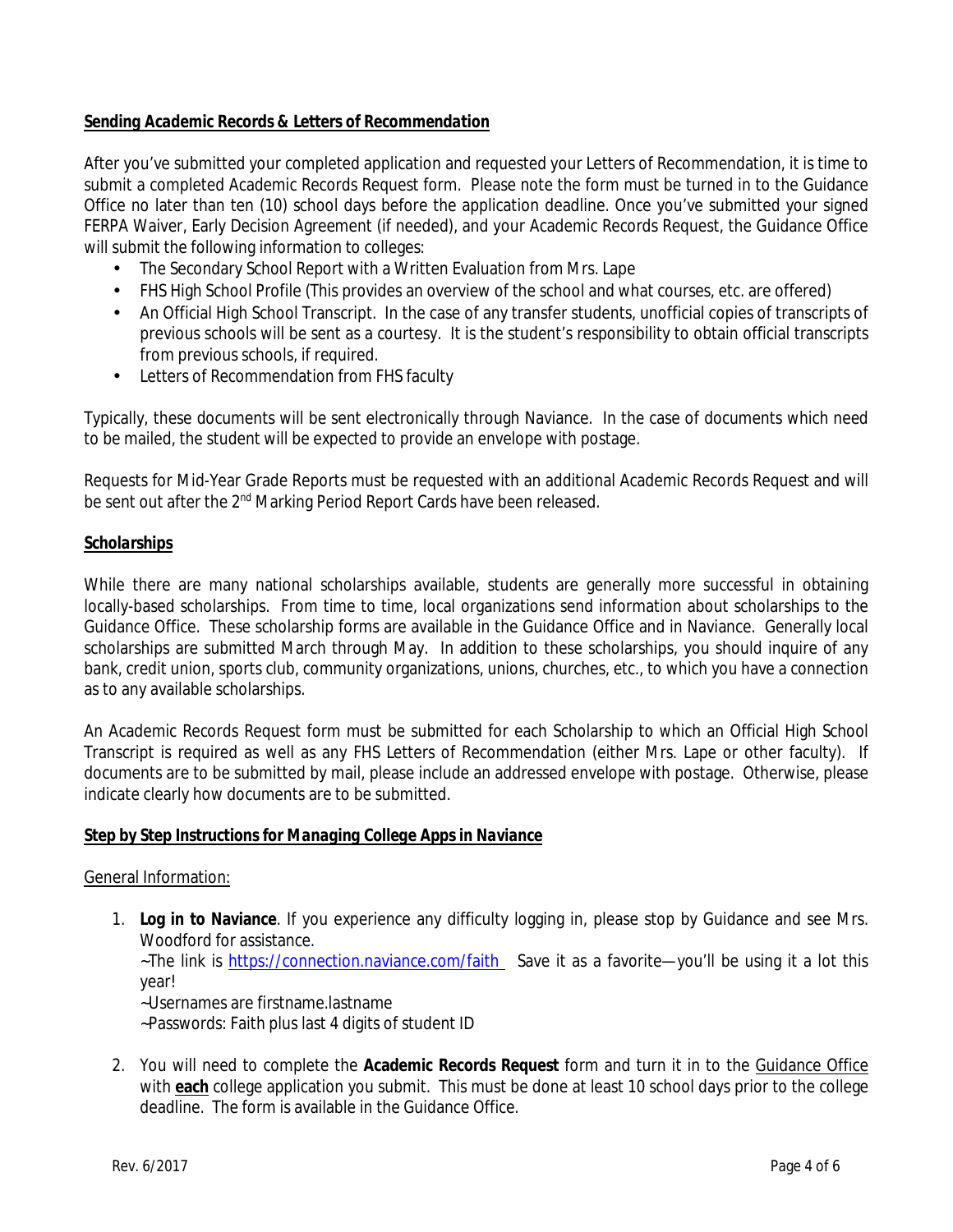**Sending Academic Records & Letters of Recommendation**

After you've submitted your completed application and requested your Letters of Recommendation, it is time to submit a completed Academic Records Request form. Please note the form must be turned in to the Guidance Office no later than ten (10) school days before the application deadline. Once you've submitted your signed FERPA Waiver, Early Decision Agreement (if needed), and your Academic Records Request, the Guidance Office will submit the following information to colleges:

- The Secondary School Report with a Written Evaluation from Mrs. Lape
- FHS High School Profile (This provides an overview of the school and what courses, etc. are offered)
- An Official High School Transcript. In the case of any transfer students, unofficial copies of transcripts of previous schools will be sent as a courtesy. It is the student's responsibility to obtain official transcripts from previous schools, if required.
- Letters of Recommendation from FHS faculty

Typically, these documents will be sent electronically through Naviance. In the case of documents which need to be mailed, the student will be expected to provide an envelope with postage.

Requests for Mid-Year Grade Reports must be requested with an additional Academic Records Request and will be sent out after the 2nd Marking Period Report Cards have been released.

***Scholarships***

While there are many national scholarships available, students are generally more successful in obtaining locally-based scholarships. From time to time, local organizations send information about scholarships to the Guidance Office. These scholarship forms are available in the Guidance Office and in Naviance. Generally local scholarships are submitted March through May. In addition to these scholarships, you should inquire of any bank, credit union, sports club, community organizations, unions, churches, etc., to which you have a connection as to any available scholarships.

An Academic Records Request form must be submitted for each Scholarship to which an Official High School Transcript is required as well as any FHS Letters of Recommendation (either Mrs. Lape or other faculty). If documents are to be submitted by mail, please include an addressed envelope with postage. Otherwise, please indicate clearly how documents are to be submitted.

**Step by Step Instructions for Managing College Apps in Naviance**

General Information:

1. **Log in to Naviance**. If you experience any difficulty logging in, please stop by Guidance and see Mrs. Woodford for assistance.
   ~The link is https://connection.naviance.com/faith Save it as a favorite—you'll be using it a lot this year!
   ~Usernames are firstname.lastname
   ~Passwords: Faith plus last 4 digits of student ID

2. You will need to complete the **Academic Records Request** form and turn it in to the Guidance Office with **each** college application you submit. This must be done at least 10 school days prior to the college deadline. The form is available in the Guidance Office.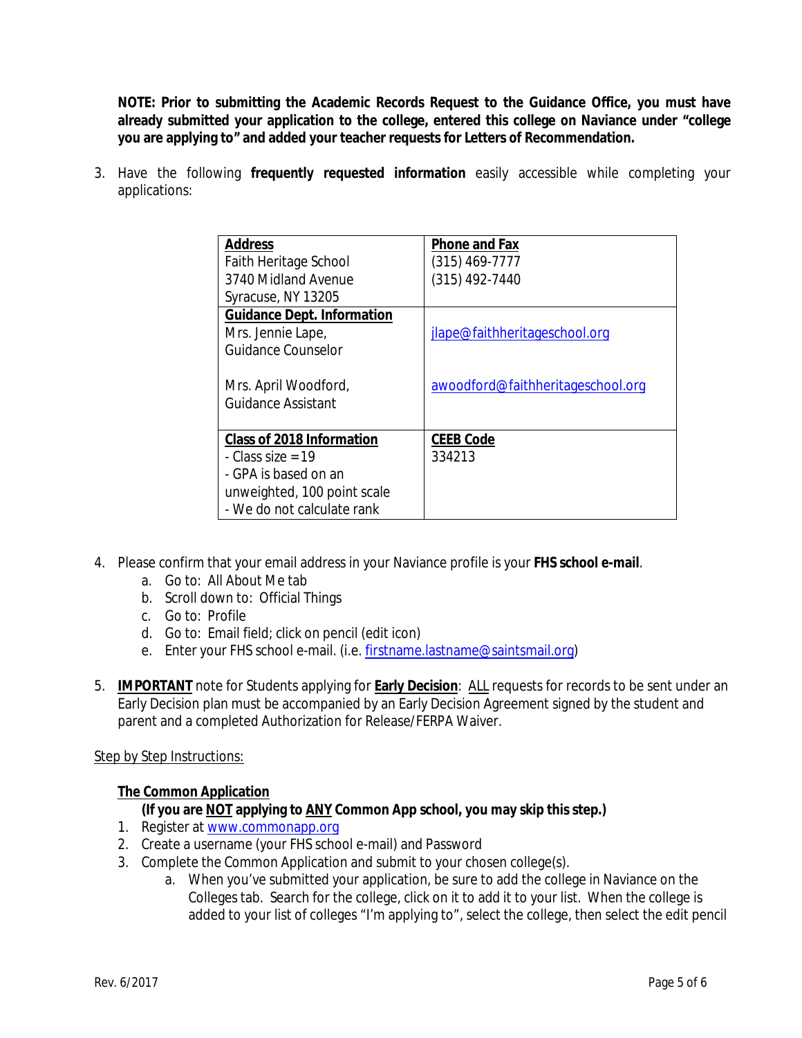**NOTE: Prior to submitting the Academic Records Request to the Guidance Office, you must have already submitted your application to the college, entered this college on Naviance under "college you are applying to" and added your teacher requests for Letters of Recommendation.**

3. Have the following **frequently requested information** easily accessible while completing your applications:

| **Address** | **Phone and Fax** |
|---|---|
| Faith Heritage School<br>3740 Midland Avenue<br>Syracuse, NY 13205 | (315) 469-7777<br>(315) 492-7440 |
| **Guidance Dept. Information**<br>Mrs. Jennie Lape,<br>Guidance Counselor<br><br>Mrs. April Woodford,<br>Guidance Assistant | jlape@faithheritageschool.org<br><br><br>awoodford@faithheritageschool.org |
| **Class of 2018 Information**<br>- Class size = 19<br>- GPA is based on an unweighted, 100 point scale<br>- We do not calculate rank | **CEEB Code**<br>334213 |

4. Please confirm that your email address in your Naviance profile is your **FHS school e-mail**.
   a. Go to: All About Me tab
   b. Scroll down to: Official Things
   c. Go to: Profile
   d. Go to: Email field; click on pencil (edit icon)
   e. Enter your FHS school e-mail. (i.e. firstname.lastname@saintsmail.org)

5. **IMPORTANT** note for Students applying for **Early Decision**: ALL requests for records to be sent under an Early Decision plan must be accompanied by an Early Decision Agreement signed by the student and parent and a completed Authorization for Release/FERPA Waiver.

Step by Step Instructions:

**The Common Application**

**(If you are NOT applying to ANY Common App school, you may skip this step.)**

1. Register at www.commonapp.org
2. Create a username (your FHS school e-mail) and Password
3. Complete the Common Application and submit to your chosen college(s).
   a. When you've submitted your application, be sure to add the college in Naviance on the Colleges tab. Search for the college, click on it to add it to your list. When the college is added to your list of colleges "I'm applying to", select the college, then select the edit pencil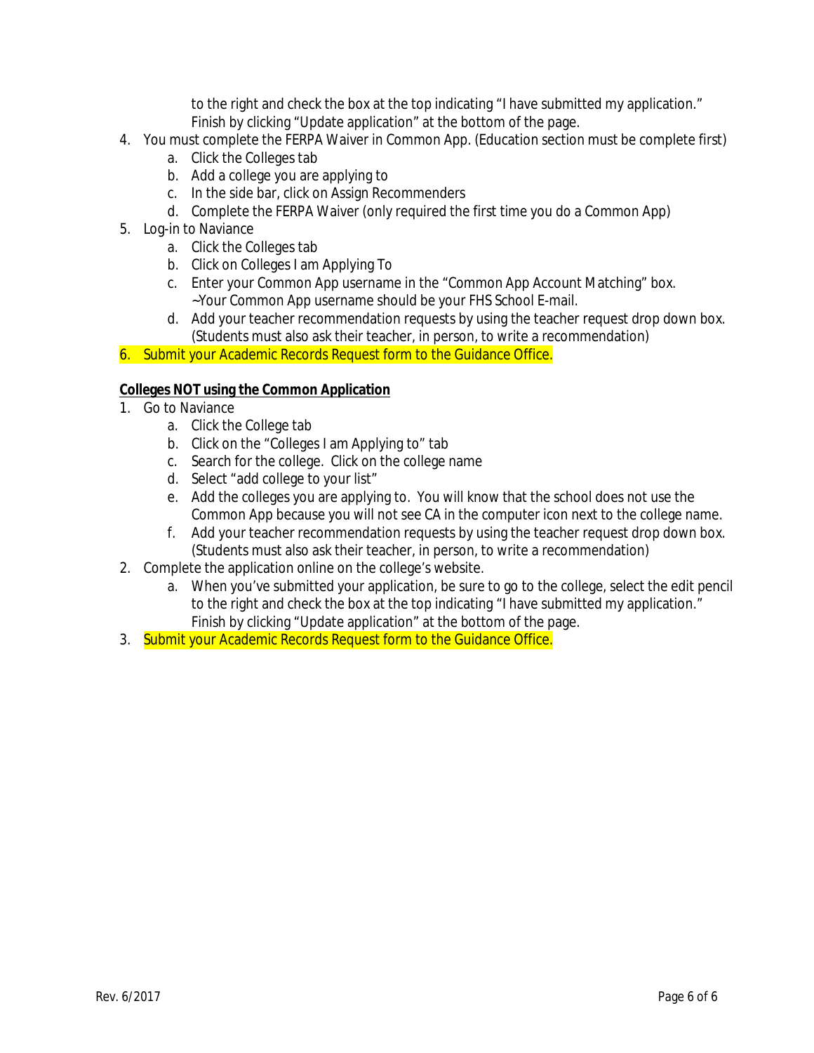to the right and check the box at the top indicating "I have submitted my application." Finish by clicking "Update application" at the bottom of the page.

4. You must complete the FERPA Waiver in Common App. (Education section must be complete first)
    a. Click the Colleges tab
    b. Add a college you are applying to
    c. In the side bar, click on Assign Recommenders
    d. Complete the FERPA Waiver (only required the first time you do a Common App)
5. Log-in to Naviance
    a. Click the Colleges tab
    b. Click on Colleges I am Applying To
    c. Enter your Common App username in the "Common App Account Matching" box. ~Your Common App username should be your FHS School E-mail.
    d. Add your teacher recommendation requests by using the teacher request drop down box. (Students must also ask their teacher, in person, to write a recommendation)
6. Submit your Academic Records Request form to the Guidance Office.

**Colleges NOT using the Common Application**

1. Go to Naviance
    a. Click the College tab
    b. Click on the "Colleges I am Applying to" tab
    c. Search for the college. Click on the college name
    d. Select "add college to your list"
    e. Add the colleges you are applying to. You will know that the school does not use the Common App because you will not see CA in the computer icon next to the college name.
    f. Add your teacher recommendation requests by using the teacher request drop down box. (Students must also ask their teacher, in person, to write a recommendation)
2. Complete the application online on the college's website.
    a. When you've submitted your application, be sure to go to the college, select the edit pencil to the right and check the box at the top indicating "I have submitted my application." Finish by clicking "Update application" at the bottom of the page.
3. Submit your Academic Records Request form to the Guidance Office.

Rev. 6/2017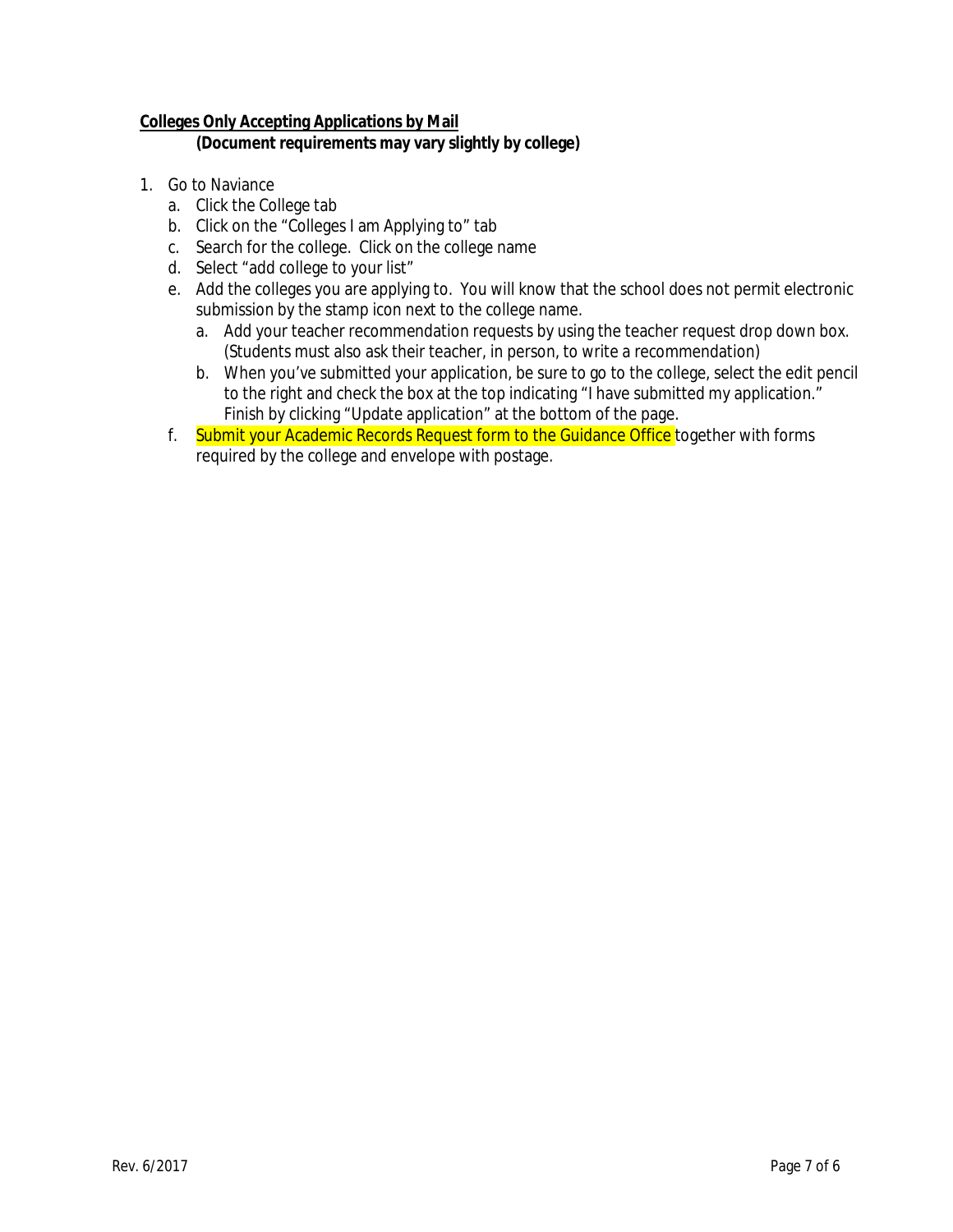**<u>Colleges Only Accepting Applications by Mail</u>**

**(Document requirements may vary slightly by college)**

1. Go to Naviance
   a. Click the College tab
   b. Click on the "Colleges I am Applying to" tab
   c. Search for the college. Click on the college name
   d. Select "add college to your list"
   e. Add the colleges you are applying to. You will know that the school does not permit electronic submission by the stamp icon next to the college name.
      a. Add your teacher recommendation requests by using the teacher request drop down box. (Students must also ask their teacher, in person, to write a recommendation)
      b. When you've submitted your application, be sure to go to the college, select the edit pencil to the right and check the box at the top indicating "I have submitted my application." Finish by clicking "Update application" at the bottom of the page.
   f. Submit your Academic Records Request form to the Guidance Office together with forms required by the college and envelope with postage.